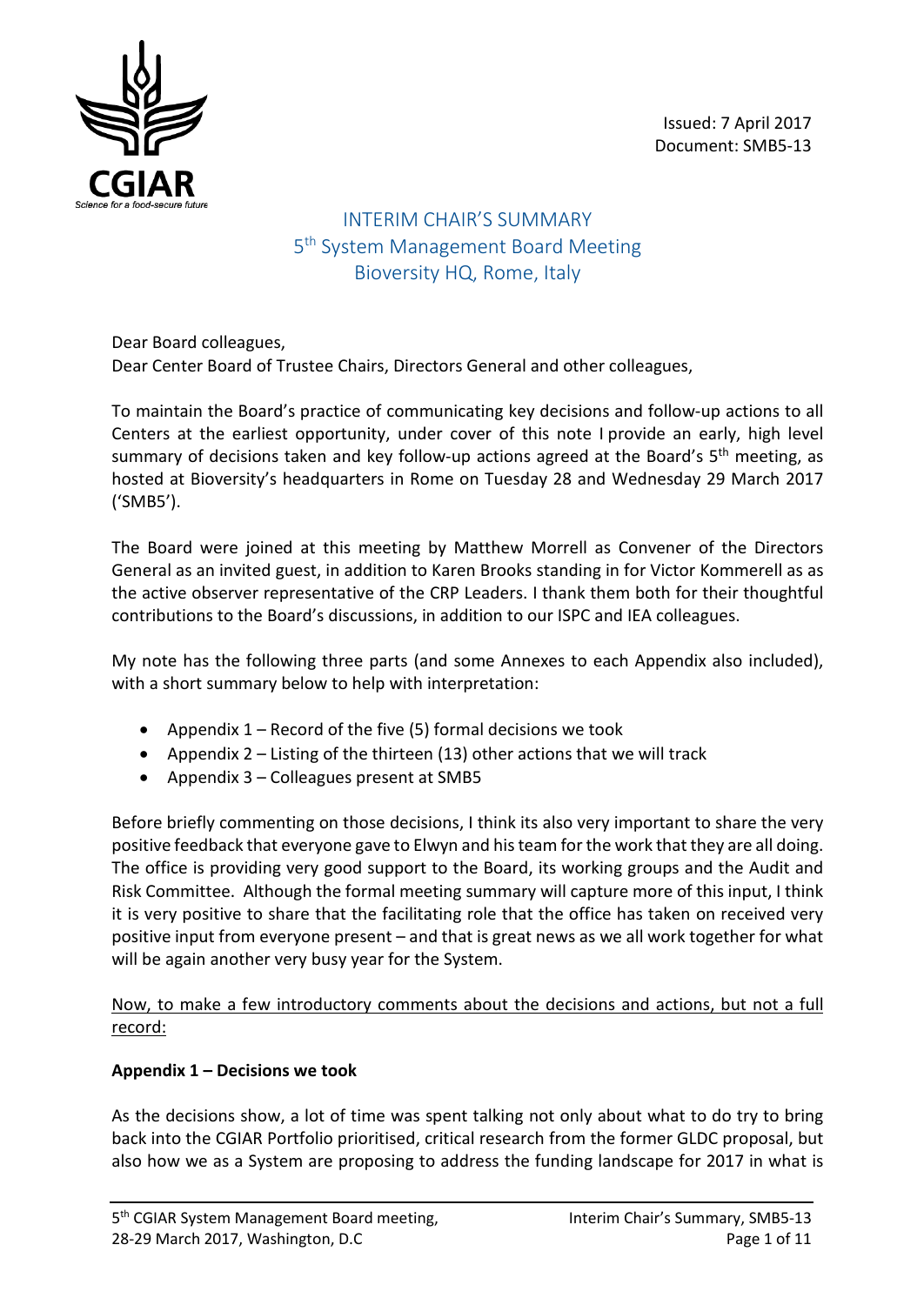Issued: 7 April 2017
Document: SMB5-13

# INTERIM CHAIR'S SUMMARY
## 5th System Management Board Meeting
## Bioversity HQ, Rome, Italy

Dear Board colleagues,
Dear Center Board of Trustee Chairs, Directors General and other colleagues,

To maintain the Board's practice of communicating key decisions and follow-up actions to all Centers at the earliest opportunity, under cover of this note I provide an early, high level summary of decisions taken and key follow-up actions agreed at the Board's 5th meeting, as hosted at Bioversity's headquarters in Rome on Tuesday 28 and Wednesday 29 March 2017 ('SMB5').

The Board were joined at this meeting by Matthew Morrell as Convener of the Directors General as an invited guest, in addition to Karen Brooks standing in for Victor Kommerell as as the active observer representative of the CRP Leaders. I thank them both for their thoughtful contributions to the Board's discussions, in addition to our ISPC and IEA colleagues.

My note has the following three parts (and some Annexes to each Appendix also included), with a short summary below to help with interpretation:

- Appendix 1 – Record of the five (5) formal decisions we took
- Appendix 2 – Listing of the thirteen (13) other actions that we will track
- Appendix 3 – Colleagues present at SMB5

Before briefly commenting on those decisions, I think its also very important to share the very positive feedback that everyone gave to Elwyn and his team for the work that they are all doing. The office is providing very good support to the Board, its working groups and the Audit and Risk Committee. Although the formal meeting summary will capture more of this input, I think it is very positive to share that the facilitating role that the office has taken on received very positive input from everyone present – and that is great news as we all work together for what will be again another very busy year for the System.

Now, to make a few introductory comments about the decisions and actions, but not a full record:

**Appendix 1 – Decisions we took**

As the decisions show, a lot of time was spent talking not only about what to do try to bring back into the CGIAR Portfolio prioritised, critical research from the former GLDC proposal, but also how we as a System are proposing to address the funding landscape for 2017 in what is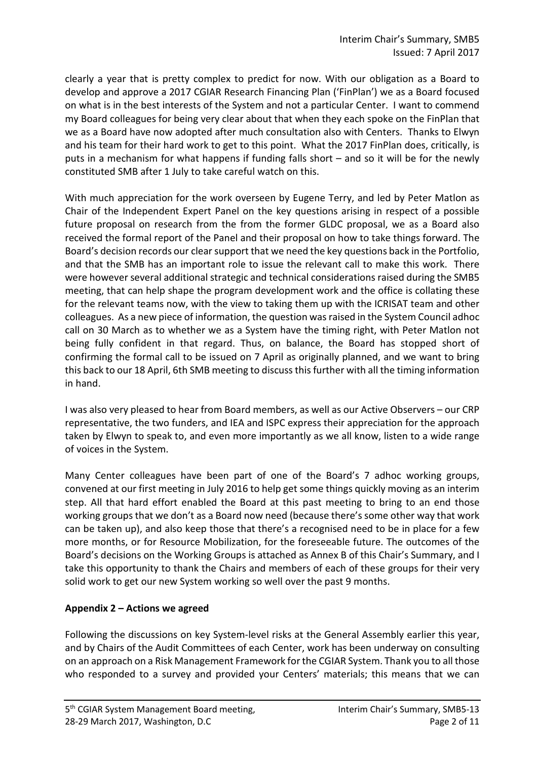clearly a year that is pretty complex to predict for now. With our obligation as a Board to develop and approve a 2017 CGIAR Research Financing Plan ('FinPlan') we as a Board focused on what is in the best interests of the System and not a particular Center. I want to commend my Board colleagues for being very clear about that when they each spoke on the FinPlan that we as a Board have now adopted after much consultation also with Centers. Thanks to Elwyn and his team for their hard work to get to this point. What the 2017 FinPlan does, critically, is puts in a mechanism for what happens if funding falls short – and so it will be for the newly constituted SMB after 1 July to take careful watch on this.

With much appreciation for the work overseen by Eugene Terry, and led by Peter Matlon as Chair of the Independent Expert Panel on the key questions arising in respect of a possible future proposal on research from the from the former GLDC proposal, we as a Board also received the formal report of the Panel and their proposal on how to take things forward. The Board's decision records our clear support that we need the key questions back in the Portfolio, and that the SMB has an important role to issue the relevant call to make this work. There were however several additional strategic and technical considerations raised during the SMB5 meeting, that can help shape the program development work and the office is collating these for the relevant teams now, with the view to taking them up with the ICRISAT team and other colleagues. As a new piece of information, the question was raised in the System Council adhoc call on 30 March as to whether we as a System have the timing right, with Peter Matlon not being fully confident in that regard. Thus, on balance, the Board has stopped short of confirming the formal call to be issued on 7 April as originally planned, and we want to bring this back to our 18 April, 6th SMB meeting to discuss this further with all the timing information in hand.

I was also very pleased to hear from Board members, as well as our Active Observers – our CRP representative, the two funders, and IEA and ISPC express their appreciation for the approach taken by Elwyn to speak to, and even more importantly as we all know, listen to a wide range of voices in the System.

Many Center colleagues have been part of one of the Board's 7 adhoc working groups, convened at our first meeting in July 2016 to help get some things quickly moving as an interim step. All that hard effort enabled the Board at this past meeting to bring to an end those working groups that we don't as a Board now need (because there's some other way that work can be taken up), and also keep those that there's a recognised need to be in place for a few more months, or for Resource Mobilization, for the foreseeable future. The outcomes of the Board's decisions on the Working Groups is attached as Annex B of this Chair's Summary, and I take this opportunity to thank the Chairs and members of each of these groups for their very solid work to get our new System working so well over the past 9 months.

**Appendix 2 – Actions we agreed**

Following the discussions on key System-level risks at the General Assembly earlier this year, and by Chairs of the Audit Committees of each Center, work has been underway on consulting on an approach on a Risk Management Framework for the CGIAR System. Thank you to all those who responded to a survey and provided your Centers' materials; this means that we can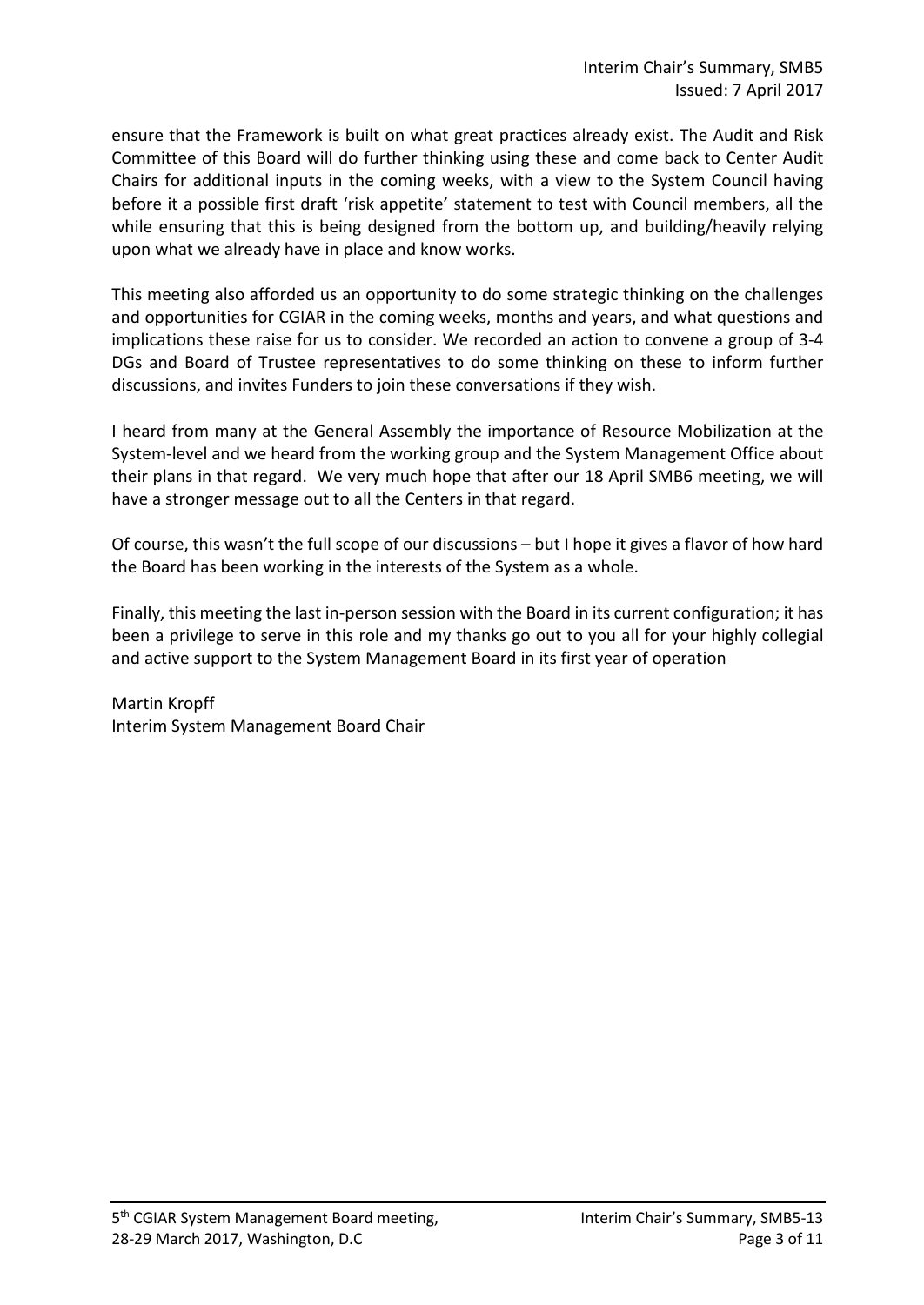ensure that the Framework is built on what great practices already exist. The Audit and Risk Committee of this Board will do further thinking using these and come back to Center Audit Chairs for additional inputs in the coming weeks, with a view to the System Council having before it a possible first draft 'risk appetite' statement to test with Council members, all the while ensuring that this is being designed from the bottom up, and building/heavily relying upon what we already have in place and know works.

This meeting also afforded us an opportunity to do some strategic thinking on the challenges and opportunities for CGIAR in the coming weeks, months and years, and what questions and implications these raise for us to consider. We recorded an action to convene a group of 3-4 DGs and Board of Trustee representatives to do some thinking on these to inform further discussions, and invites Funders to join these conversations if they wish.

I heard from many at the General Assembly the importance of Resource Mobilization at the System-level and we heard from the working group and the System Management Office about their plans in that regard. We very much hope that after our 18 April SMB6 meeting, we will have a stronger message out to all the Centers in that regard.

Of course, this wasn't the full scope of our discussions – but I hope it gives a flavor of how hard the Board has been working in the interests of the System as a whole.

Finally, this meeting the last in-person session with the Board in its current configuration; it has been a privilege to serve in this role and my thanks go out to you all for your highly collegial and active support to the System Management Board in its first year of operation

Martin Kropff
Interim System Management Board Chair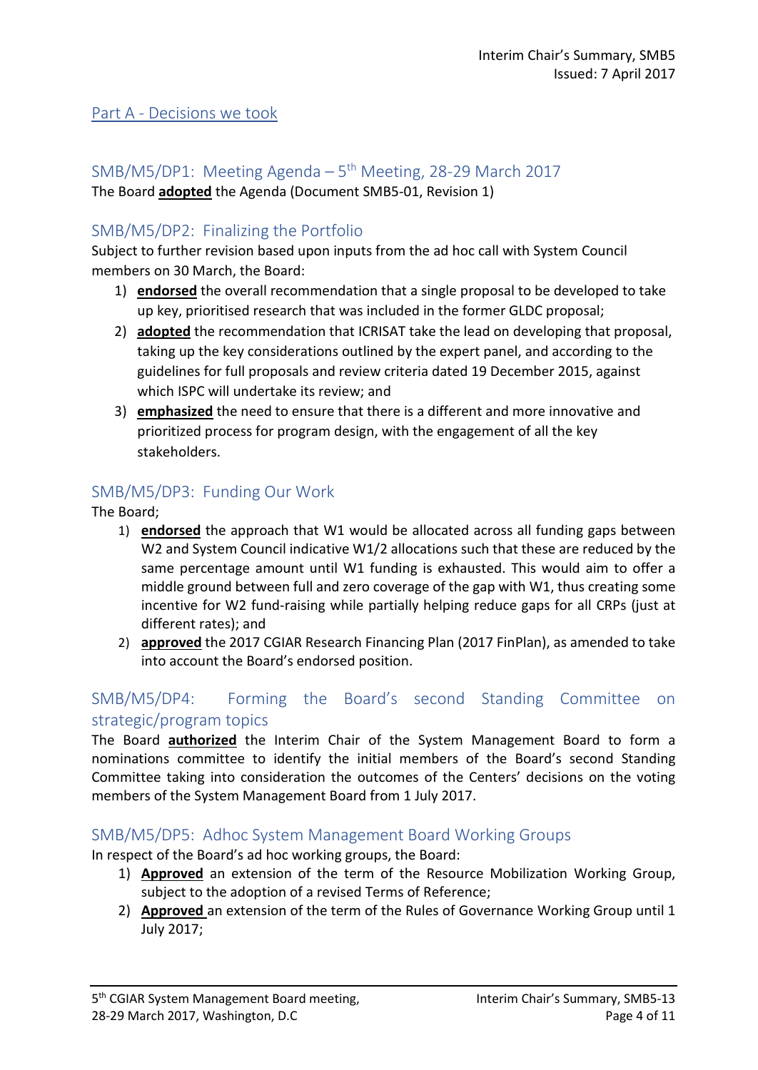## Part A - Decisions we took

### SMB/M5/DP1: Meeting Agenda – 5th Meeting, 28-29 March 2017

The Board **adopted** the Agenda (Document SMB5-01, Revision 1)

### SMB/M5/DP2: Finalizing the Portfolio

Subject to further revision based upon inputs from the ad hoc call with System Council members on 30 March, the Board:

1) **endorsed** the overall recommendation that a single proposal to be developed to take up key, prioritised research that was included in the former GLDC proposal;
2) **adopted** the recommendation that ICRISAT take the lead on developing that proposal, taking up the key considerations outlined by the expert panel, and according to the guidelines for full proposals and review criteria dated 19 December 2015, against which ISPC will undertake its review; and
3) **emphasized** the need to ensure that there is a different and more innovative and prioritized process for program design, with the engagement of all the key stakeholders.

### SMB/M5/DP3: Funding Our Work

The Board;

1) **endorsed** the approach that W1 would be allocated across all funding gaps between W2 and System Council indicative W1/2 allocations such that these are reduced by the same percentage amount until W1 funding is exhausted. This would aim to offer a middle ground between full and zero coverage of the gap with W1, thus creating some incentive for W2 fund-raising while partially helping reduce gaps for all CRPs (just at different rates); and
2) **approved** the 2017 CGIAR Research Financing Plan (2017 FinPlan), as amended to take into account the Board's endorsed position.

### SMB/M5/DP4: Forming the Board's second Standing Committee on strategic/program topics

The Board **authorized** the Interim Chair of the System Management Board to form a nominations committee to identify the initial members of the Board's second Standing Committee taking into consideration the outcomes of the Centers' decisions on the voting members of the System Management Board from 1 July 2017.

### SMB/M5/DP5: Adhoc System Management Board Working Groups

In respect of the Board's ad hoc working groups, the Board:

1) **Approved** an extension of the term of the Resource Mobilization Working Group, subject to the adoption of a revised Terms of Reference;
2) **Approved** an extension of the term of the Rules of Governance Working Group until 1 July 2017;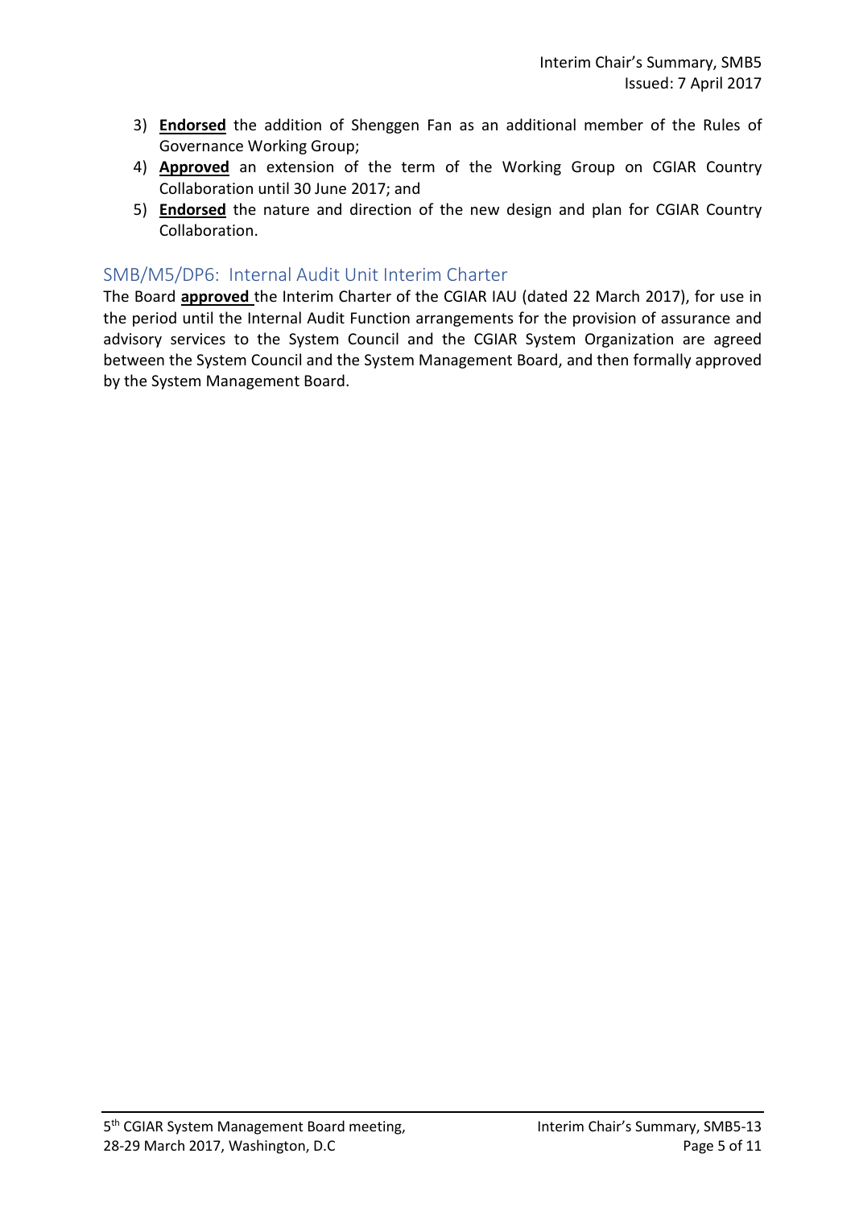3) **Endorsed** the addition of Shenggen Fan as an additional member of the Rules of Governance Working Group;
4) **Approved** an extension of the term of the Working Group on CGIAR Country Collaboration until 30 June 2017; and
5) **Endorsed** the nature and direction of the new design and plan for CGIAR Country Collaboration.

## SMB/M5/DP6: Internal Audit Unit Interim Charter

The Board **approved** the Interim Charter of the CGIAR IAU (dated 22 March 2017), for use in the period until the Internal Audit Function arrangements for the provision of assurance and advisory services to the System Council and the CGIAR System Organization are agreed between the System Council and the System Management Board, and then formally approved by the System Management Board.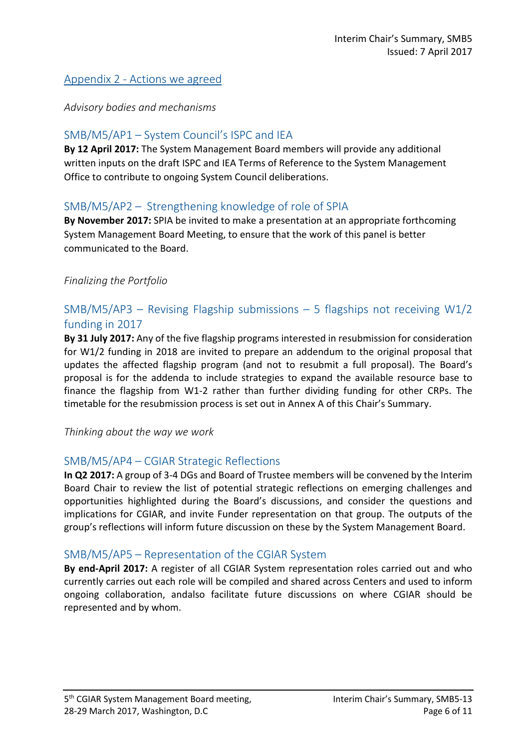## Appendix 2 - Actions we agreed

*Advisory bodies and mechanisms*

### SMB/M5/AP1 – System Council's ISPC and IEA

**By 12 April 2017:** The System Management Board members will provide any additional written inputs on the draft ISPC and IEA Terms of Reference to the System Management Office to contribute to ongoing System Council deliberations.

### SMB/M5/AP2 – Strengthening knowledge of role of SPIA

**By November 2017:** SPIA be invited to make a presentation at an appropriate forthcoming System Management Board Meeting, to ensure that the work of this panel is better communicated to the Board.

*Finalizing the Portfolio*

### SMB/M5/AP3 – Revising Flagship submissions – 5 flagships not receiving W1/2 funding in 2017

**By 31 July 2017:** Any of the five flagship programs interested in resubmission for consideration for W1/2 funding in 2018 are invited to prepare an addendum to the original proposal that updates the affected flagship program (and not to resubmit a full proposal). The Board's proposal is for the addenda to include strategies to expand the available resource base to finance the flagship from W1-2 rather than further dividing funding for other CRPs. The timetable for the resubmission process is set out in Annex A of this Chair's Summary.

*Thinking about the way we work*

### SMB/M5/AP4 – CGIAR Strategic Reflections

**In Q2 2017:** A group of 3-4 DGs and Board of Trustee members will be convened by the Interim Board Chair to review the list of potential strategic reflections on emerging challenges and opportunities highlighted during the Board's discussions, and consider the questions and implications for CGIAR, and invite Funder representation on that group. The outputs of the group's reflections will inform future discussion on these by the System Management Board.

### SMB/M5/AP5 – Representation of the CGIAR System

**By end-April 2017:** A register of all CGIAR System representation roles carried out and who currently carries out each role will be compiled and shared across Centers and used to inform ongoing collaboration, andalso facilitate future discussions on where CGIAR should be represented and by whom.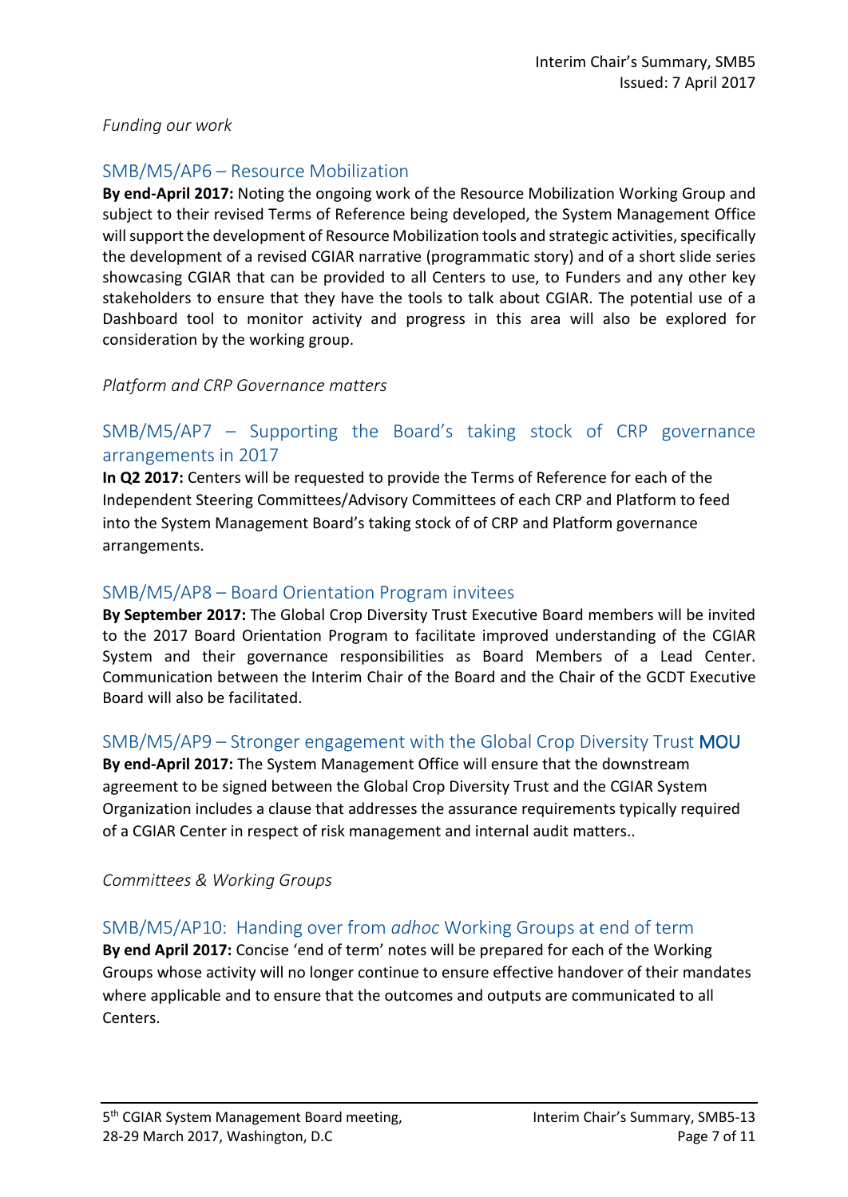*Funding our work*

## SMB/M5/AP6 – Resource Mobilization

**By end-April 2017:** Noting the ongoing work of the Resource Mobilization Working Group and subject to their revised Terms of Reference being developed, the System Management Office will support the development of Resource Mobilization tools and strategic activities, specifically the development of a revised CGIAR narrative (programmatic story) and of a short slide series showcasing CGIAR that can be provided to all Centers to use, to Funders and any other key stakeholders to ensure that they have the tools to talk about CGIAR. The potential use of a Dashboard tool to monitor activity and progress in this area will also be explored for consideration by the working group.

*Platform and CRP Governance matters*

## SMB/M5/AP7 – Supporting the Board's taking stock of CRP governance arrangements in 2017

**In Q2 2017:** Centers will be requested to provide the Terms of Reference for each of the Independent Steering Committees/Advisory Committees of each CRP and Platform to feed into the System Management Board's taking stock of of CRP and Platform governance arrangements.

## SMB/M5/AP8 – Board Orientation Program invitees

**By September 2017:** The Global Crop Diversity Trust Executive Board members will be invited to the 2017 Board Orientation Program to facilitate improved understanding of the CGIAR System and their governance responsibilities as Board Members of a Lead Center. Communication between the Interim Chair of the Board and the Chair of the GCDT Executive Board will also be facilitated.

## SMB/M5/AP9 – Stronger engagement with the Global Crop Diversity Trust MOU

**By end-April 2017:** The System Management Office will ensure that the downstream agreement to be signed between the Global Crop Diversity Trust and the CGIAR System Organization includes a clause that addresses the assurance requirements typically required of a CGIAR Center in respect of risk management and internal audit matters..

*Committees & Working Groups*

## SMB/M5/AP10: Handing over from *adhoc* Working Groups at end of term

**By end April 2017:** Concise 'end of term' notes will be prepared for each of the Working Groups whose activity will no longer continue to ensure effective handover of their mandates where applicable and to ensure that the outcomes and outputs are communicated to all Centers.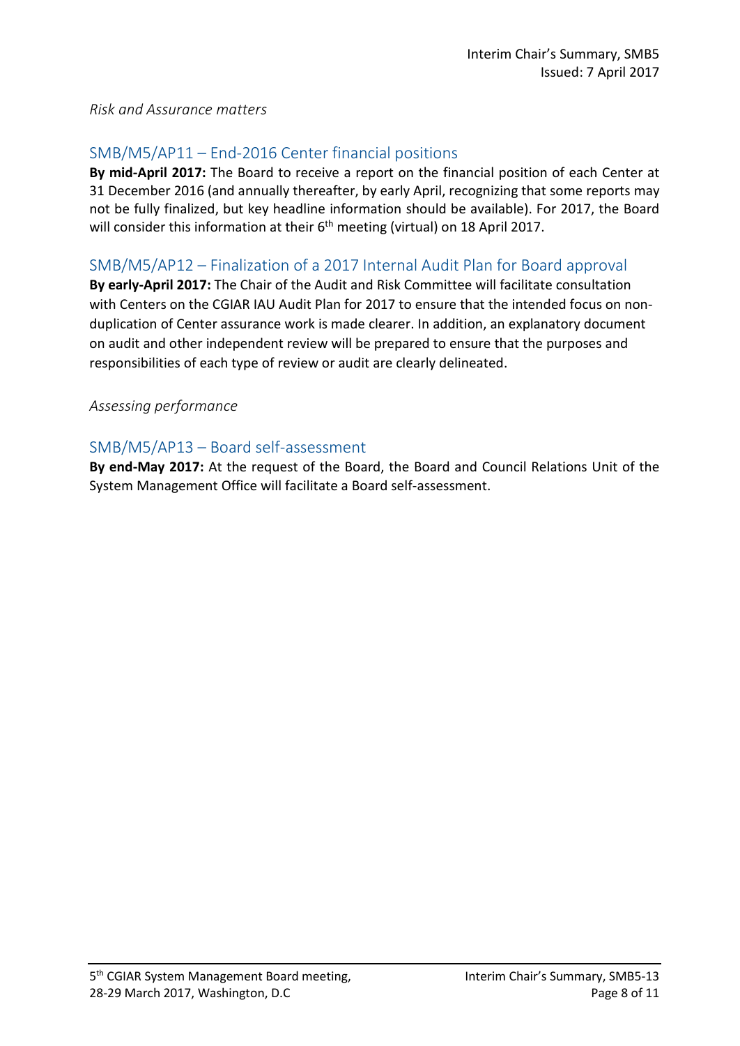*Risk and Assurance matters*

## SMB/M5/AP11 – End-2016 Center financial positions

**By mid-April 2017:** The Board to receive a report on the financial position of each Center at 31 December 2016 (and annually thereafter, by early April, recognizing that some reports may not be fully finalized, but key headline information should be available). For 2017, the Board will consider this information at their 6th meeting (virtual) on 18 April 2017.

## SMB/M5/AP12 – Finalization of a 2017 Internal Audit Plan for Board approval

**By early-April 2017:** The Chair of the Audit and Risk Committee will facilitate consultation with Centers on the CGIAR IAU Audit Plan for 2017 to ensure that the intended focus on non-duplication of Center assurance work is made clearer. In addition, an explanatory document on audit and other independent review will be prepared to ensure that the purposes and responsibilities of each type of review or audit are clearly delineated.

*Assessing performance*

## SMB/M5/AP13 – Board self-assessment

**By end-May 2017:** At the request of the Board, the Board and Council Relations Unit of the System Management Office will facilitate a Board self-assessment.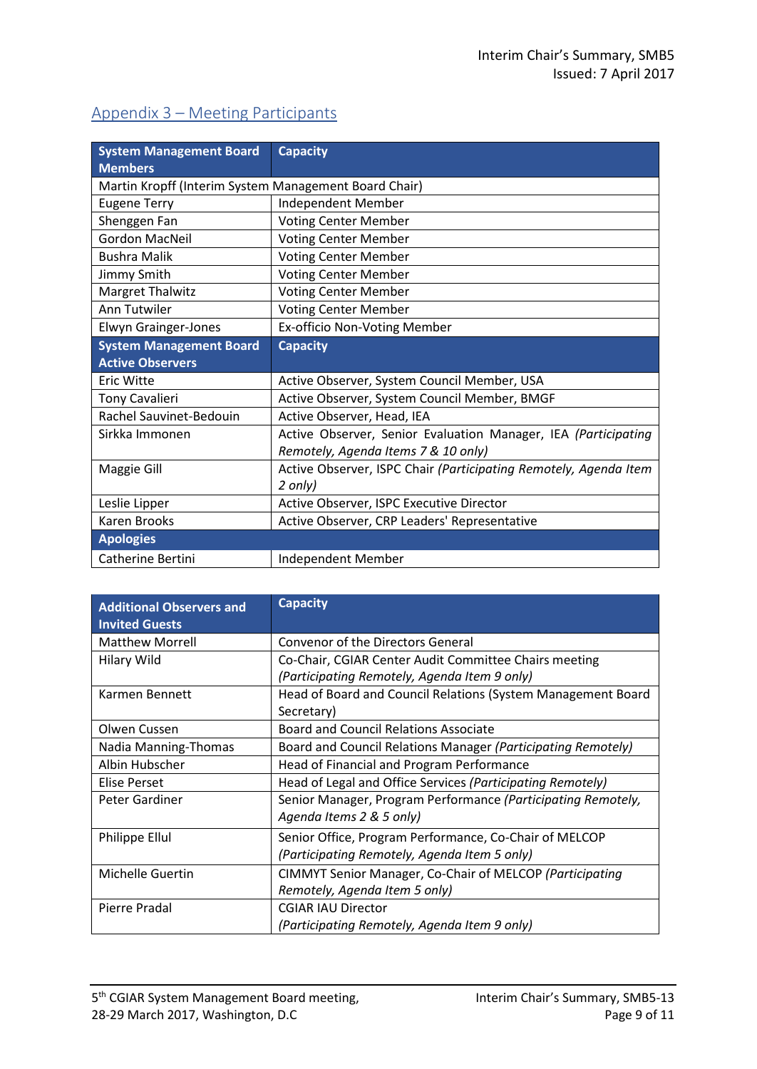## Appendix 3 – Meeting Participants

| System Management Board Members | Capacity |
|---|---|
| Martin Kropff (Interim System Management Board Chair) | |
| Eugene Terry | Independent Member |
| Shenggen Fan | Voting Center Member |
| Gordon MacNeil | Voting Center Member |
| Bushra Malik | Voting Center Member |
| Jimmy Smith | Voting Center Member |
| Margret Thalwitz | Voting Center Member |
| Ann Tutwiler | Voting Center Member |
| Elwyn Grainger-Jones | Ex-officio Non-Voting Member |
| **System Management Board Active Observers** | **Capacity** |
| Eric Witte | Active Observer, System Council Member, USA |
| Tony Cavalieri | Active Observer, System Council Member, BMGF |
| Rachel Sauvinet-Bedouin | Active Observer, Head, IEA |
| Sirkka Immonen | Active Observer, Senior Evaluation Manager, IEA *(Participating Remotely, Agenda Items 7 & 10 only)* |
| Maggie Gill | Active Observer, ISPC Chair *(Participating Remotely, Agenda Item 2 only)* |
| Leslie Lipper | Active Observer, ISPC Executive Director |
| Karen Brooks | Active Observer, CRP Leaders' Representative |
| **Apologies** | |
| Catherine Bertini | Independent Member |

| Additional Observers and Invited Guests | Capacity |
|---|---|
| Matthew Morrell | Convenor of the Directors General |
| Hilary Wild | Co-Chair, CGIAR Center Audit Committee Chairs meeting *(Participating Remotely, Agenda Item 9 only)* |
| Karmen Bennett | Head of Board and Council Relations (System Management Board Secretary) |
| Olwen Cussen | Board and Council Relations Associate |
| Nadia Manning-Thomas | Board and Council Relations Manager *(Participating Remotely)* |
| Albin Hubscher | Head of Financial and Program Performance |
| Elise Perset | Head of Legal and Office Services *(Participating Remotely)* |
| Peter Gardiner | Senior Manager, Program Performance *(Participating Remotely, Agenda Items 2 & 5 only)* |
| Philippe Ellul | Senior Office, Program Performance, Co-Chair of MELCOP *(Participating Remotely, Agenda Item 5 only)* |
| Michelle Guertin | CIMMYT Senior Manager, Co-Chair of MELCOP *(Participating Remotely, Agenda Item 5 only)* |
| Pierre Pradal | CGIAR IAU Director *(Participating Remotely, Agenda Item 9 only)* |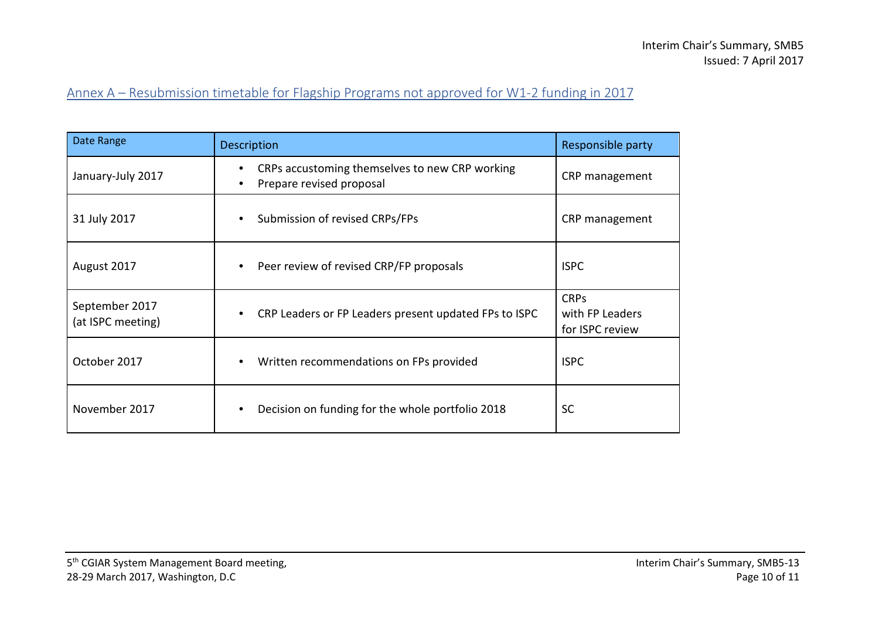## Annex A – Resubmission timetable for Flagship Programs not approved for W1-2 funding in 2017

| Date Range | Description | Responsible party |
|---|---|---|
| January-July 2017 | • CRPs accustoming themselves to new CRP working<br>• Prepare revised proposal | CRP management |
| 31 July 2017 | • Submission of revised CRPs/FPs | CRP management |
| August 2017 | • Peer review of revised CRP/FP proposals | ISPC |
| September 2017 (at ISPC meeting) | • CRP Leaders or FP Leaders present updated FPs to ISPC | CRPs with FP Leaders for ISPC review |
| October 2017 | • Written recommendations on FPs provided | ISPC |
| November 2017 | • Decision on funding for the whole portfolio 2018 | SC |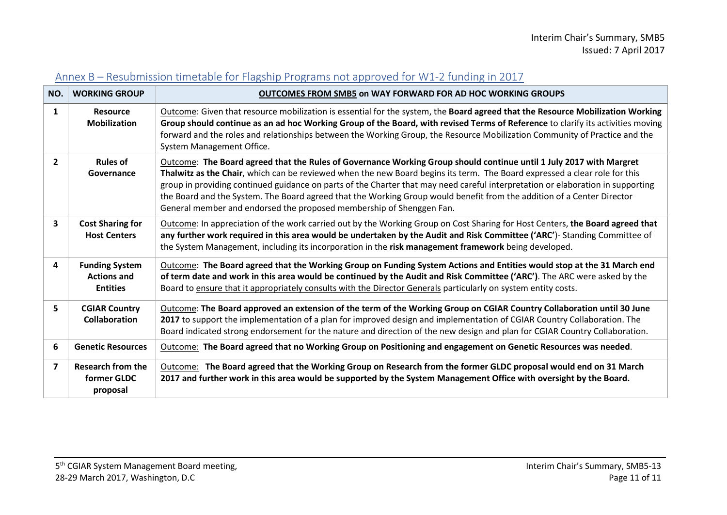## Annex B – Resubmission timetable for Flagship Programs not approved for W1-2 funding in 2017

| NO. | WORKING GROUP | OUTCOMES FROM SMB5 on WAY FORWARD FOR AD HOC WORKING GROUPS |
|---|---|---|
| 1 | **Resource Mobilization** | Outcome: Given that resource mobilization is essential for the system, the **Board agreed that the Resource Mobilization Working Group should continue as an ad hoc Working Group of the Board, with revised Terms of Reference** to clarify its activities moving forward and the roles and relationships between the Working Group, the Resource Mobilization Community of Practice and the System Management Office. |
| 2 | **Rules of Governance** | Outcome: **The Board agreed that the Rules of Governance Working Group should continue until 1 July 2017 with Margret Thalwitz as the Chair**, which can be reviewed when the new Board begins its term. The Board expressed a clear role for this group in providing continued guidance on parts of the Charter that may need careful interpretation or elaboration in supporting the Board and the System. The Board agreed that the Working Group would benefit from the addition of a Center Director General member and endorsed the proposed membership of Shenggen Fan. |
| 3 | **Cost Sharing for Host Centers** | Outcome: In appreciation of the work carried out by the Working Group on Cost Sharing for Host Centers, **the Board agreed that any further work required in this area would be undertaken by the Audit and Risk Committee ('ARC')**- Standing Committee of the System Management, including its incorporation in the **risk management framework** being developed. |
| 4 | **Funding System Actions and Entities** | Outcome: **The Board agreed that the Working Group on Funding System Actions and Entities would stop at the 31 March end of term date and work in this area would be continued by the Audit and Risk Committee ('ARC')**. The ARC were asked by the Board to ensure that it appropriately consults with the Director Generals particularly on system entity costs. |
| 5 | **CGIAR Country Collaboration** | Outcome: **The Board approved an extension of the term of the Working Group on CGIAR Country Collaboration until 30 June 2017** to support the implementation of a plan for improved design and implementation of CGIAR Country Collaboration. The Board indicated strong endorsement for the nature and direction of the new design and plan for CGIAR Country Collaboration. |
| 6 | **Genetic Resources** | Outcome: **The Board agreed that no Working Group on Positioning and engagement on Genetic Resources was needed**. |
| 7 | **Research from the former GLDC proposal** | Outcome: **The Board agreed that the Working Group on Research from the former GLDC proposal would end on 31 March 2017 and further work in this area would be supported by the System Management Office with oversight by the Board.** |